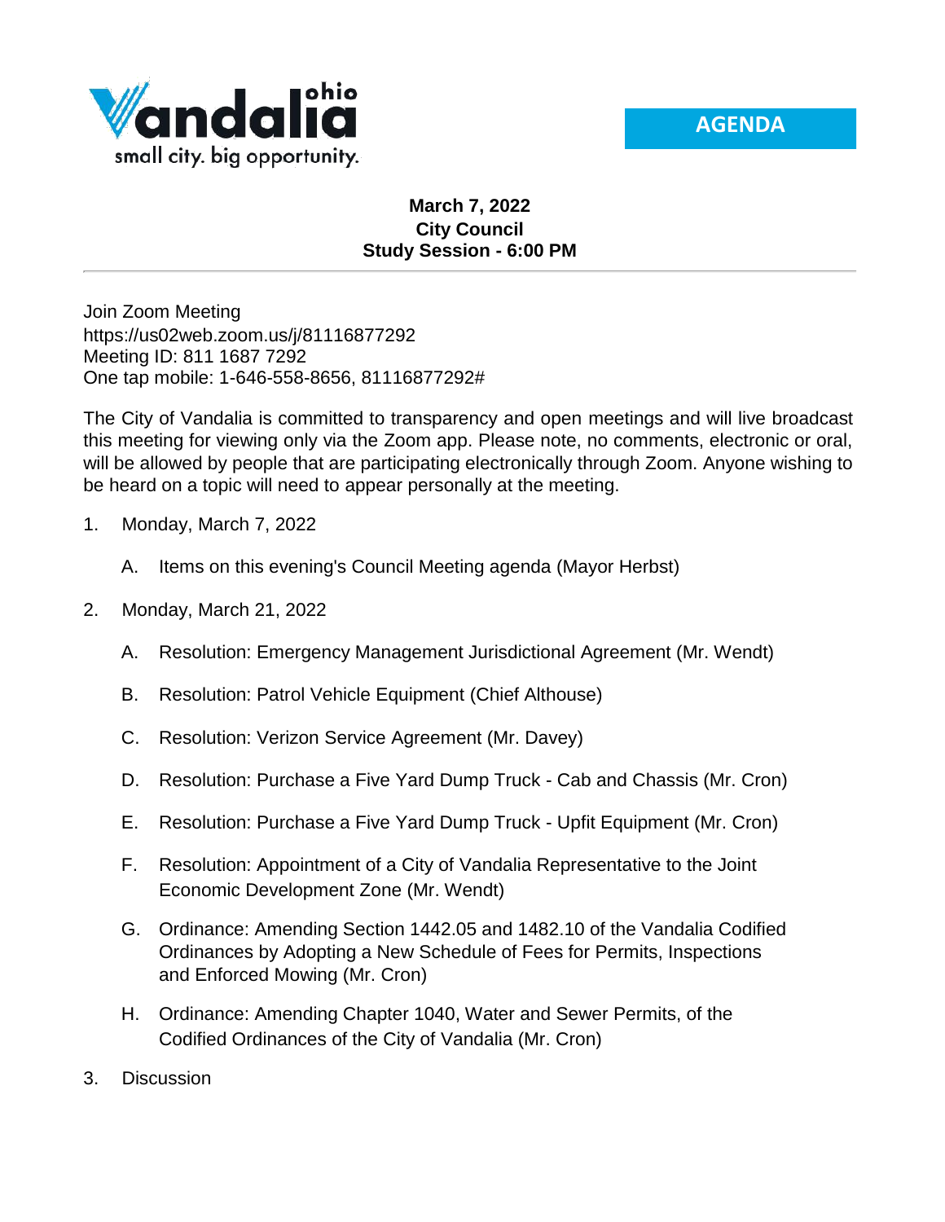Vandalia ohio
small city. big opportunity.

**AGENDA**

**March 7, 2022**
**City Council**
**Study Session - 6:00 PM**

---

Join Zoom Meeting
https://us02web.zoom.us/j/81116877292
Meeting ID: 811 1687 7292
One tap mobile: 1-646-558-8656, 81116877292#

The City of Vandalia is committed to transparency and open meetings and will live broadcast this meeting for viewing only via the Zoom app. Please note, no comments, electronic or oral, will be allowed by people that are participating electronically through Zoom. Anyone wishing to be heard on a topic will need to appear personally at the meeting.

1. Monday, March 7, 2022
   A. Items on this evening's Council Meeting agenda (Mayor Herbst)

2. Monday, March 21, 2022
   A. Resolution: Emergency Management Jurisdictional Agreement (Mr. Wendt)
   B. Resolution: Patrol Vehicle Equipment (Chief Althouse)
   C. Resolution: Verizon Service Agreement (Mr. Davey)
   D. Resolution: Purchase a Five Yard Dump Truck - Cab and Chassis (Mr. Cron)
   E. Resolution: Purchase a Five Yard Dump Truck - Upfit Equipment (Mr. Cron)
   F. Resolution: Appointment of a City of Vandalia Representative to the Joint Economic Development Zone (Mr. Wendt)
   G. Ordinance: Amending Section 1442.05 and 1482.10 of the Vandalia Codified Ordinances by Adopting a New Schedule of Fees for Permits, Inspections and Enforced Mowing (Mr. Cron)
   H. Ordinance: Amending Chapter 1040, Water and Sewer Permits, of the Codified Ordinances of the City of Vandalia (Mr. Cron)

3. Discussion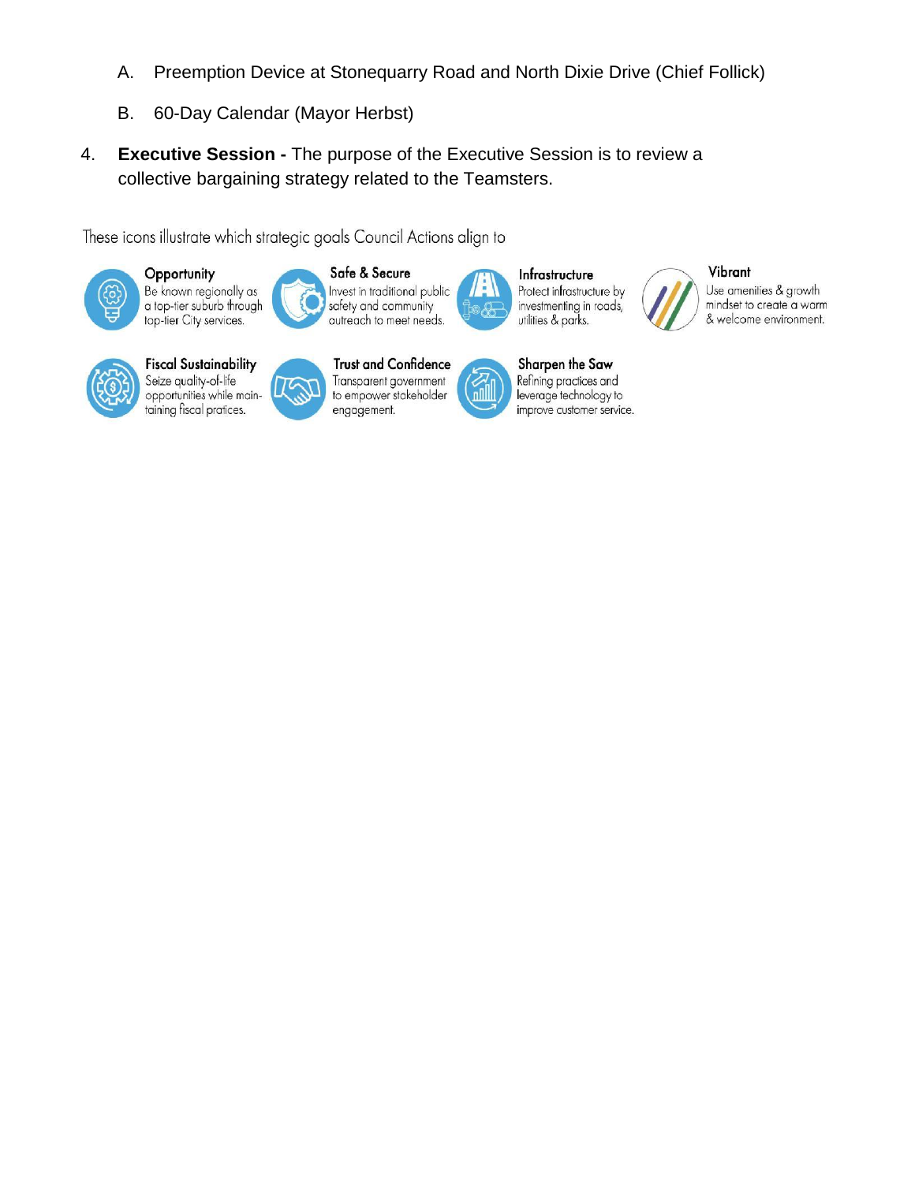A. Preemption Device at Stonequarry Road and North Dixie Drive (Chief Follick)

B. 60-Day Calendar (Mayor Herbst)

4. **Executive Session -** The purpose of the Executive Session is to review a collective bargaining strategy related to the Teamsters.

These icons illustrate which strategic goals Council Actions align to

**Opportunity**
Be known regionally as a top-tier suburb through top-tier City services.

**Safe & Secure**
Invest in traditional public safety and community outreach to meet needs.

**Infrastructure**
Protect infrastructure by investmenting in roads, utilities & parks.

**Vibrant**
Use amenities & growth mindset to create a warm & welcome environment.

**Fiscal Sustainability**
Seize quality-of-life opportunities while maintaining fiscal pratices.

**Trust and Confidence**
Transparent government to empower stakeholder engagement.

**Sharpen the Saw**
Refining practices and leverage technology to improve customer service.